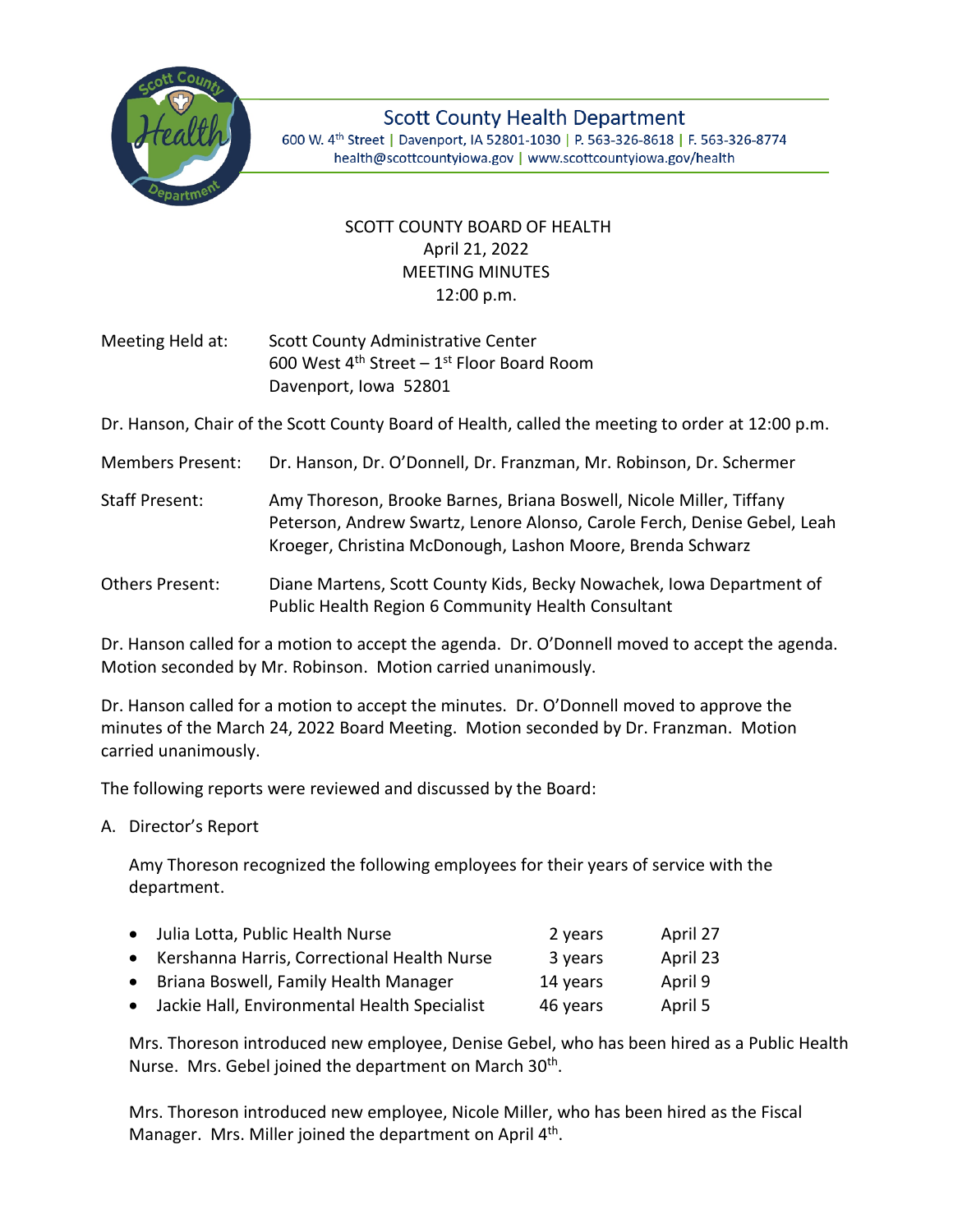Scott County Health Department
600 W. 4th Street | Davenport, IA 52801-1030 | P. 563-326-8618 | F. 563-326-8774
health@scottcountyiowa.gov | www.scottcountyiowa.gov/health

# SCOTT COUNTY BOARD OF HEALTH
April 21, 2022
MEETING MINUTES
12:00 p.m.

Meeting Held at: Scott County Administrative Center
600 West 4th Street – 1st Floor Board Room
Davenport, Iowa 52801

Dr. Hanson, Chair of the Scott County Board of Health, called the meeting to order at 12:00 p.m.

Members Present: Dr. Hanson, Dr. O'Donnell, Dr. Franzman, Mr. Robinson, Dr. Schermer

Staff Present: Amy Thoreson, Brooke Barnes, Briana Boswell, Nicole Miller, Tiffany Peterson, Andrew Swartz, Lenore Alonso, Carole Ferch, Denise Gebel, Leah Kroeger, Christina McDonough, Lashon Moore, Brenda Schwarz

Others Present: Diane Martens, Scott County Kids, Becky Nowachek, Iowa Department of Public Health Region 6 Community Health Consultant

Dr. Hanson called for a motion to accept the agenda. Dr. O'Donnell moved to accept the agenda. Motion seconded by Mr. Robinson. Motion carried unanimously.

Dr. Hanson called for a motion to accept the minutes. Dr. O'Donnell moved to approve the minutes of the March 24, 2022 Board Meeting. Motion seconded by Dr. Franzman. Motion carried unanimously.

The following reports were reviewed and discussed by the Board:

A. Director's Report

Amy Thoreson recognized the following employees for their years of service with the department.

- Julia Lotta, Public Health Nurse — 2 years — April 27
- Kershanna Harris, Correctional Health Nurse — 3 years — April 23
- Briana Boswell, Family Health Manager — 14 years — April 9
- Jackie Hall, Environmental Health Specialist — 46 years — April 5

Mrs. Thoreson introduced new employee, Denise Gebel, who has been hired as a Public Health Nurse. Mrs. Gebel joined the department on March 30th.

Mrs. Thoreson introduced new employee, Nicole Miller, who has been hired as the Fiscal Manager. Mrs. Miller joined the department on April 4th.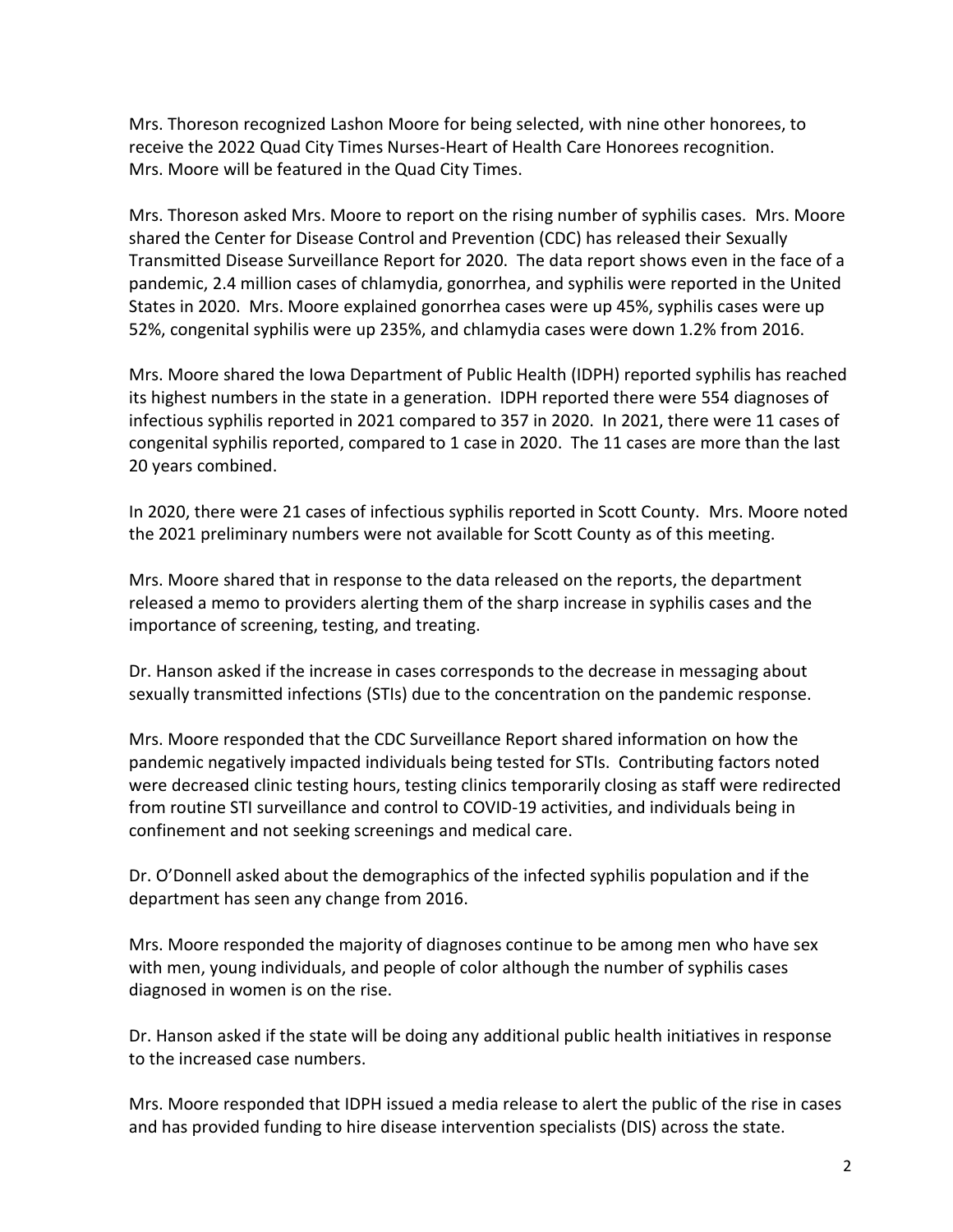Mrs. Thoreson recognized Lashon Moore for being selected, with nine other honorees, to receive the 2022 Quad City Times Nurses-Heart of Health Care Honorees recognition. Mrs. Moore will be featured in the Quad City Times.

Mrs. Thoreson asked Mrs. Moore to report on the rising number of syphilis cases. Mrs. Moore shared the Center for Disease Control and Prevention (CDC) has released their Sexually Transmitted Disease Surveillance Report for 2020. The data report shows even in the face of a pandemic, 2.4 million cases of chlamydia, gonorrhea, and syphilis were reported in the United States in 2020. Mrs. Moore explained gonorrhea cases were up 45%, syphilis cases were up 52%, congenital syphilis were up 235%, and chlamydia cases were down 1.2% from 2016.

Mrs. Moore shared the Iowa Department of Public Health (IDPH) reported syphilis has reached its highest numbers in the state in a generation. IDPH reported there were 554 diagnoses of infectious syphilis reported in 2021 compared to 357 in 2020. In 2021, there were 11 cases of congenital syphilis reported, compared to 1 case in 2020. The 11 cases are more than the last 20 years combined.

In 2020, there were 21 cases of infectious syphilis reported in Scott County. Mrs. Moore noted the 2021 preliminary numbers were not available for Scott County as of this meeting.

Mrs. Moore shared that in response to the data released on the reports, the department released a memo to providers alerting them of the sharp increase in syphilis cases and the importance of screening, testing, and treating.

Dr. Hanson asked if the increase in cases corresponds to the decrease in messaging about sexually transmitted infections (STIs) due to the concentration on the pandemic response.

Mrs. Moore responded that the CDC Surveillance Report shared information on how the pandemic negatively impacted individuals being tested for STIs. Contributing factors noted were decreased clinic testing hours, testing clinics temporarily closing as staff were redirected from routine STI surveillance and control to COVID-19 activities, and individuals being in confinement and not seeking screenings and medical care.

Dr. O'Donnell asked about the demographics of the infected syphilis population and if the department has seen any change from 2016.

Mrs. Moore responded the majority of diagnoses continue to be among men who have sex with men, young individuals, and people of color although the number of syphilis cases diagnosed in women is on the rise.

Dr. Hanson asked if the state will be doing any additional public health initiatives in response to the increased case numbers.

Mrs. Moore responded that IDPH issued a media release to alert the public of the rise in cases and has provided funding to hire disease intervention specialists (DIS) across the state.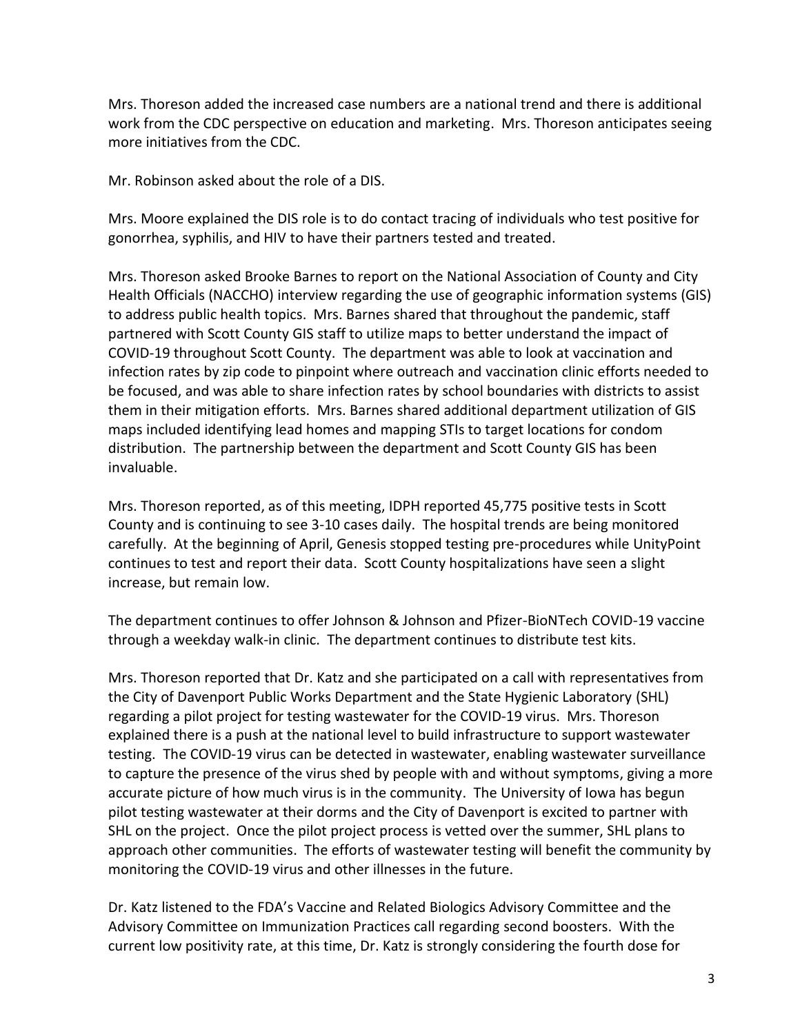Mrs. Thoreson added the increased case numbers are a national trend and there is additional work from the CDC perspective on education and marketing. Mrs. Thoreson anticipates seeing more initiatives from the CDC.

Mr. Robinson asked about the role of a DIS.

Mrs. Moore explained the DIS role is to do contact tracing of individuals who test positive for gonorrhea, syphilis, and HIV to have their partners tested and treated.

Mrs. Thoreson asked Brooke Barnes to report on the National Association of County and City Health Officials (NACCHO) interview regarding the use of geographic information systems (GIS) to address public health topics. Mrs. Barnes shared that throughout the pandemic, staff partnered with Scott County GIS staff to utilize maps to better understand the impact of COVID-19 throughout Scott County. The department was able to look at vaccination and infection rates by zip code to pinpoint where outreach and vaccination clinic efforts needed to be focused, and was able to share infection rates by school boundaries with districts to assist them in their mitigation efforts. Mrs. Barnes shared additional department utilization of GIS maps included identifying lead homes and mapping STIs to target locations for condom distribution. The partnership between the department and Scott County GIS has been invaluable.

Mrs. Thoreson reported, as of this meeting, IDPH reported 45,775 positive tests in Scott County and is continuing to see 3-10 cases daily. The hospital trends are being monitored carefully. At the beginning of April, Genesis stopped testing pre-procedures while UnityPoint continues to test and report their data. Scott County hospitalizations have seen a slight increase, but remain low.

The department continues to offer Johnson & Johnson and Pfizer-BioNTech COVID-19 vaccine through a weekday walk-in clinic. The department continues to distribute test kits.

Mrs. Thoreson reported that Dr. Katz and she participated on a call with representatives from the City of Davenport Public Works Department and the State Hygienic Laboratory (SHL) regarding a pilot project for testing wastewater for the COVID-19 virus. Mrs. Thoreson explained there is a push at the national level to build infrastructure to support wastewater testing. The COVID-19 virus can be detected in wastewater, enabling wastewater surveillance to capture the presence of the virus shed by people with and without symptoms, giving a more accurate picture of how much virus is in the community. The University of Iowa has begun pilot testing wastewater at their dorms and the City of Davenport is excited to partner with SHL on the project. Once the pilot project process is vetted over the summer, SHL plans to approach other communities. The efforts of wastewater testing will benefit the community by monitoring the COVID-19 virus and other illnesses in the future.

Dr. Katz listened to the FDA's Vaccine and Related Biologics Advisory Committee and the Advisory Committee on Immunization Practices call regarding second boosters. With the current low positivity rate, at this time, Dr. Katz is strongly considering the fourth dose for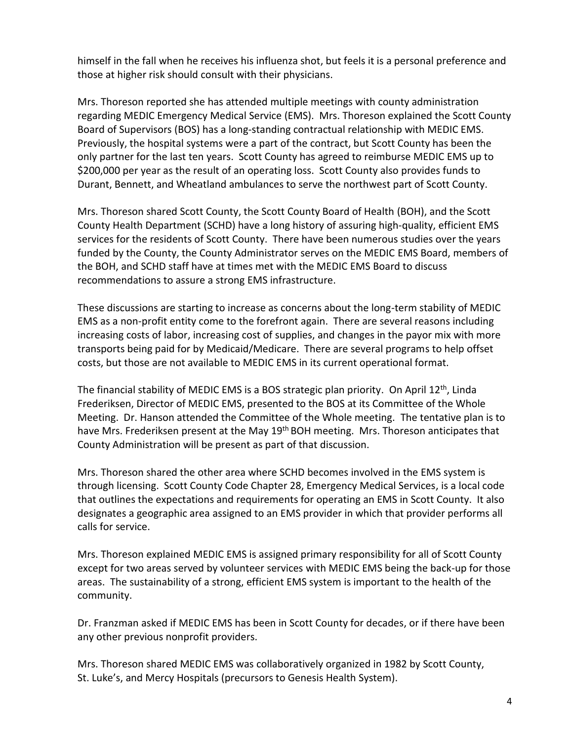himself in the fall when he receives his influenza shot, but feels it is a personal preference and those at higher risk should consult with their physicians.

Mrs. Thoreson reported she has attended multiple meetings with county administration regarding MEDIC Emergency Medical Service (EMS). Mrs. Thoreson explained the Scott County Board of Supervisors (BOS) has a long-standing contractual relationship with MEDIC EMS. Previously, the hospital systems were a part of the contract, but Scott County has been the only partner for the last ten years. Scott County has agreed to reimburse MEDIC EMS up to $200,000 per year as the result of an operating loss. Scott County also provides funds to Durant, Bennett, and Wheatland ambulances to serve the northwest part of Scott County.

Mrs. Thoreson shared Scott County, the Scott County Board of Health (BOH), and the Scott County Health Department (SCHD) have a long history of assuring high-quality, efficient EMS services for the residents of Scott County. There have been numerous studies over the years funded by the County, the County Administrator serves on the MEDIC EMS Board, members of the BOH, and SCHD staff have at times met with the MEDIC EMS Board to discuss recommendations to assure a strong EMS infrastructure.

These discussions are starting to increase as concerns about the long-term stability of MEDIC EMS as a non-profit entity come to the forefront again. There are several reasons including increasing costs of labor, increasing cost of supplies, and changes in the payor mix with more transports being paid for by Medicaid/Medicare. There are several programs to help offset costs, but those are not available to MEDIC EMS in its current operational format.

The financial stability of MEDIC EMS is a BOS strategic plan priority. On April 12th, Linda Frederiksen, Director of MEDIC EMS, presented to the BOS at its Committee of the Whole Meeting. Dr. Hanson attended the Committee of the Whole meeting. The tentative plan is to have Mrs. Frederiksen present at the May 19th BOH meeting. Mrs. Thoreson anticipates that County Administration will be present as part of that discussion.

Mrs. Thoreson shared the other area where SCHD becomes involved in the EMS system is through licensing. Scott County Code Chapter 28, Emergency Medical Services, is a local code that outlines the expectations and requirements for operating an EMS in Scott County. It also designates a geographic area assigned to an EMS provider in which that provider performs all calls for service.

Mrs. Thoreson explained MEDIC EMS is assigned primary responsibility for all of Scott County except for two areas served by volunteer services with MEDIC EMS being the back-up for those areas. The sustainability of a strong, efficient EMS system is important to the health of the community.

Dr. Franzman asked if MEDIC EMS has been in Scott County for decades, or if there have been any other previous nonprofit providers.

Mrs. Thoreson shared MEDIC EMS was collaboratively organized in 1982 by Scott County, St. Luke's, and Mercy Hospitals (precursors to Genesis Health System).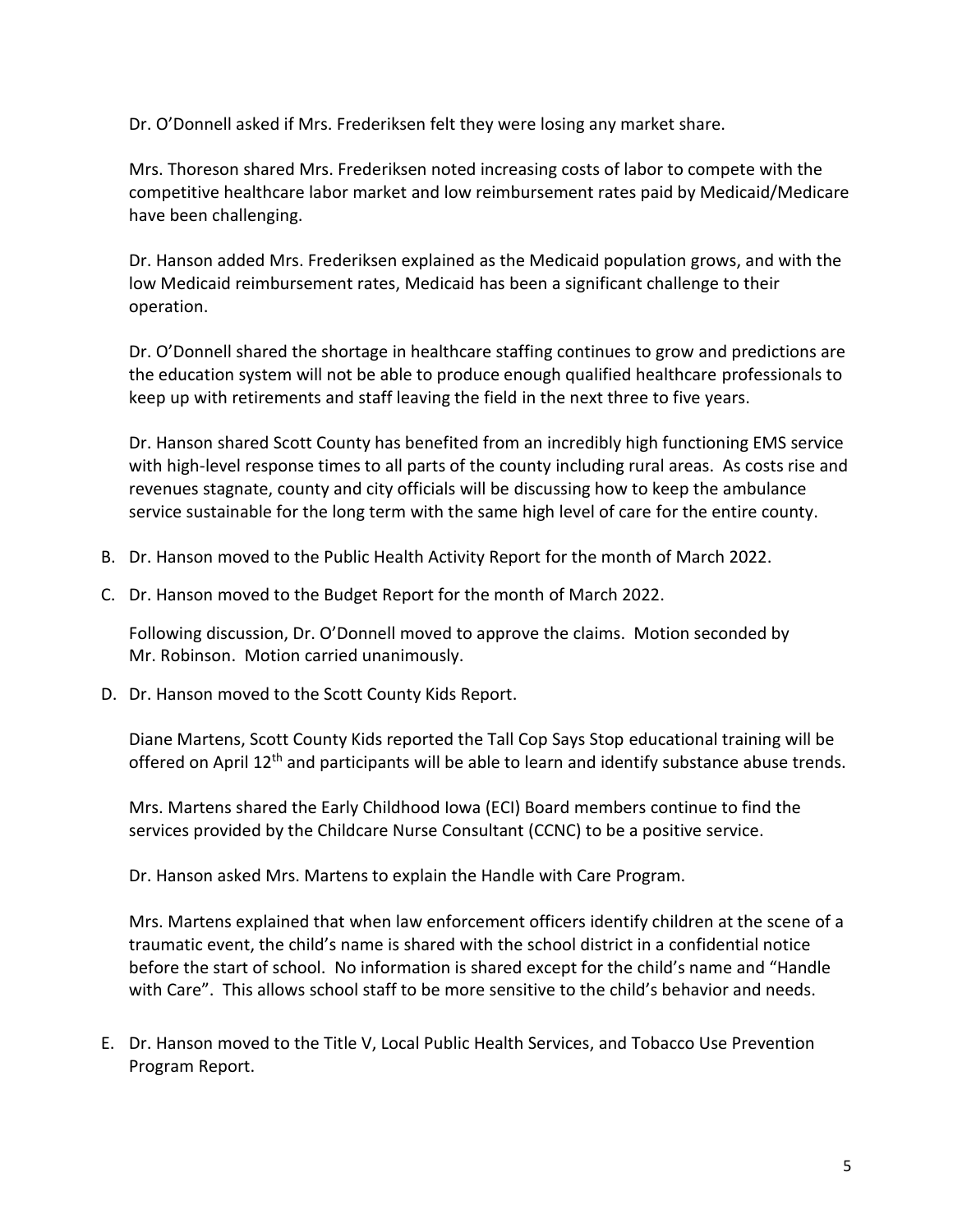Dr. O'Donnell asked if Mrs. Frederiksen felt they were losing any market share.

Mrs. Thoreson shared Mrs. Frederiksen noted increasing costs of labor to compete with the competitive healthcare labor market and low reimbursement rates paid by Medicaid/Medicare have been challenging.

Dr. Hanson added Mrs. Frederiksen explained as the Medicaid population grows, and with the low Medicaid reimbursement rates, Medicaid has been a significant challenge to their operation.

Dr. O'Donnell shared the shortage in healthcare staffing continues to grow and predictions are the education system will not be able to produce enough qualified healthcare professionals to keep up with retirements and staff leaving the field in the next three to five years.

Dr. Hanson shared Scott County has benefited from an incredibly high functioning EMS service with high-level response times to all parts of the county including rural areas. As costs rise and revenues stagnate, county and city officials will be discussing how to keep the ambulance service sustainable for the long term with the same high level of care for the entire county.

B. Dr. Hanson moved to the Public Health Activity Report for the month of March 2022.

C. Dr. Hanson moved to the Budget Report for the month of March 2022.

   Following discussion, Dr. O'Donnell moved to approve the claims. Motion seconded by Mr. Robinson. Motion carried unanimously.

D. Dr. Hanson moved to the Scott County Kids Report.

   Diane Martens, Scott County Kids reported the Tall Cop Says Stop educational training will be offered on April 12th and participants will be able to learn and identify substance abuse trends.

   Mrs. Martens shared the Early Childhood Iowa (ECI) Board members continue to find the services provided by the Childcare Nurse Consultant (CCNC) to be a positive service.

   Dr. Hanson asked Mrs. Martens to explain the Handle with Care Program.

   Mrs. Martens explained that when law enforcement officers identify children at the scene of a traumatic event, the child's name is shared with the school district in a confidential notice before the start of school. No information is shared except for the child's name and "Handle with Care". This allows school staff to be more sensitive to the child's behavior and needs.

E. Dr. Hanson moved to the Title V, Local Public Health Services, and Tobacco Use Prevention Program Report.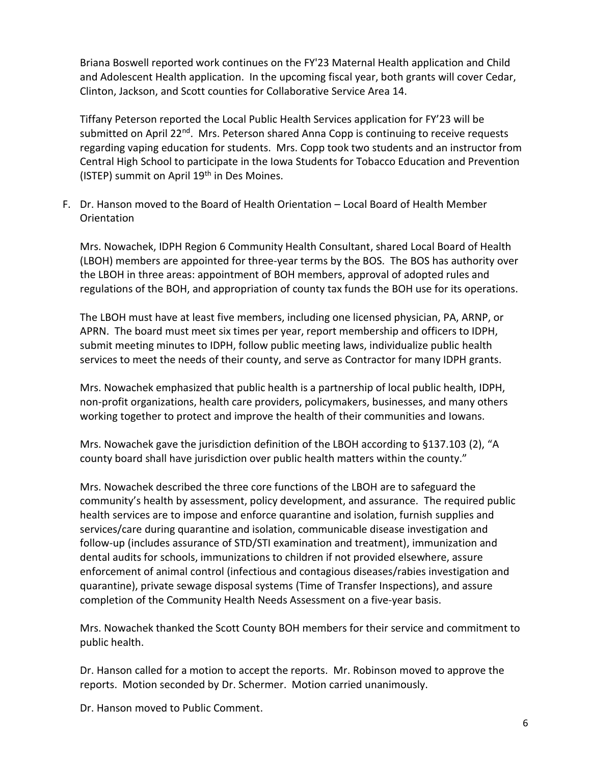Briana Boswell reported work continues on the FY'23 Maternal Health application and Child and Adolescent Health application. In the upcoming fiscal year, both grants will cover Cedar, Clinton, Jackson, and Scott counties for Collaborative Service Area 14.

Tiffany Peterson reported the Local Public Health Services application for FY'23 will be submitted on April 22nd. Mrs. Peterson shared Anna Copp is continuing to receive requests regarding vaping education for students. Mrs. Copp took two students and an instructor from Central High School to participate in the Iowa Students for Tobacco Education and Prevention (ISTEP) summit on April 19th in Des Moines.

F. Dr. Hanson moved to the Board of Health Orientation – Local Board of Health Member Orientation

   Mrs. Nowachek, IDPH Region 6 Community Health Consultant, shared Local Board of Health (LBOH) members are appointed for three-year terms by the BOS. The BOS has authority over the LBOH in three areas: appointment of BOH members, approval of adopted rules and regulations of the BOH, and appropriation of county tax funds the BOH use for its operations.

   The LBOH must have at least five members, including one licensed physician, PA, ARNP, or APRN. The board must meet six times per year, report membership and officers to IDPH, submit meeting minutes to IDPH, follow public meeting laws, individualize public health services to meet the needs of their county, and serve as Contractor for many IDPH grants.

   Mrs. Nowachek emphasized that public health is a partnership of local public health, IDPH, non-profit organizations, health care providers, policymakers, businesses, and many others working together to protect and improve the health of their communities and Iowans.

   Mrs. Nowachek gave the jurisdiction definition of the LBOH according to §137.103 (2), "A county board shall have jurisdiction over public health matters within the county."

   Mrs. Nowachek described the three core functions of the LBOH are to safeguard the community's health by assessment, policy development, and assurance. The required public health services are to impose and enforce quarantine and isolation, furnish supplies and services/care during quarantine and isolation, communicable disease investigation and follow-up (includes assurance of STD/STI examination and treatment), immunization and dental audits for schools, immunizations to children if not provided elsewhere, assure enforcement of animal control (infectious and contagious diseases/rabies investigation and quarantine), private sewage disposal systems (Time of Transfer Inspections), and assure completion of the Community Health Needs Assessment on a five-year basis.

   Mrs. Nowachek thanked the Scott County BOH members for their service and commitment to public health.

   Dr. Hanson called for a motion to accept the reports. Mr. Robinson moved to approve the reports. Motion seconded by Dr. Schermer. Motion carried unanimously.

   Dr. Hanson moved to Public Comment.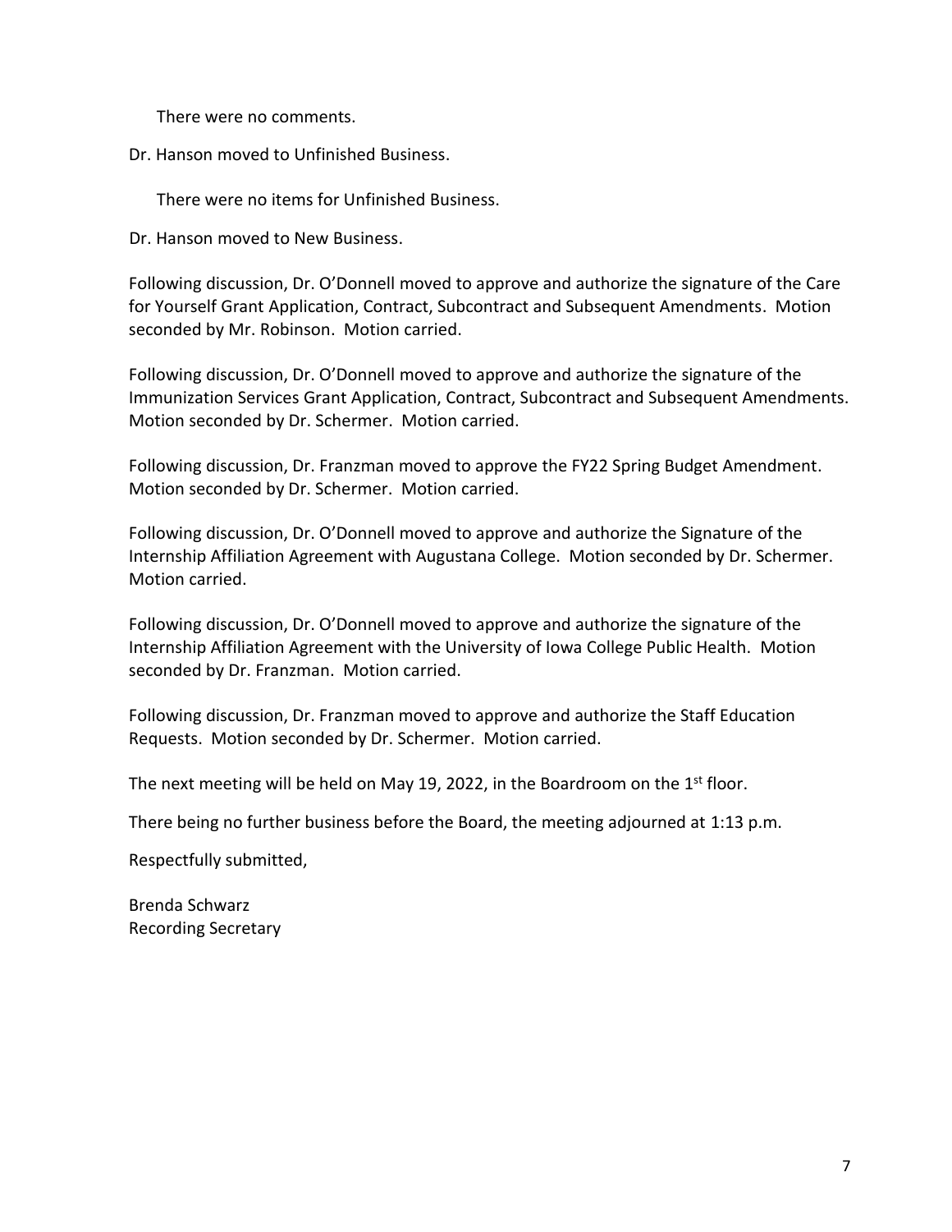There were no comments.

Dr. Hanson moved to Unfinished Business.

There were no items for Unfinished Business.

Dr. Hanson moved to New Business.

Following discussion, Dr. O'Donnell moved to approve and authorize the signature of the Care for Yourself Grant Application, Contract, Subcontract and Subsequent Amendments. Motion seconded by Mr. Robinson. Motion carried.

Following discussion, Dr. O'Donnell moved to approve and authorize the signature of the Immunization Services Grant Application, Contract, Subcontract and Subsequent Amendments. Motion seconded by Dr. Schermer. Motion carried.

Following discussion, Dr. Franzman moved to approve the FY22 Spring Budget Amendment. Motion seconded by Dr. Schermer. Motion carried.

Following discussion, Dr. O'Donnell moved to approve and authorize the Signature of the Internship Affiliation Agreement with Augustana College. Motion seconded by Dr. Schermer. Motion carried.

Following discussion, Dr. O'Donnell moved to approve and authorize the signature of the Internship Affiliation Agreement with the University of Iowa College Public Health. Motion seconded by Dr. Franzman. Motion carried.

Following discussion, Dr. Franzman moved to approve and authorize the Staff Education Requests. Motion seconded by Dr. Schermer. Motion carried.

The next meeting will be held on May 19, 2022, in the Boardroom on the 1st floor.

There being no further business before the Board, the meeting adjourned at 1:13 p.m.

Respectfully submitted,

Brenda Schwarz
Recording Secretary